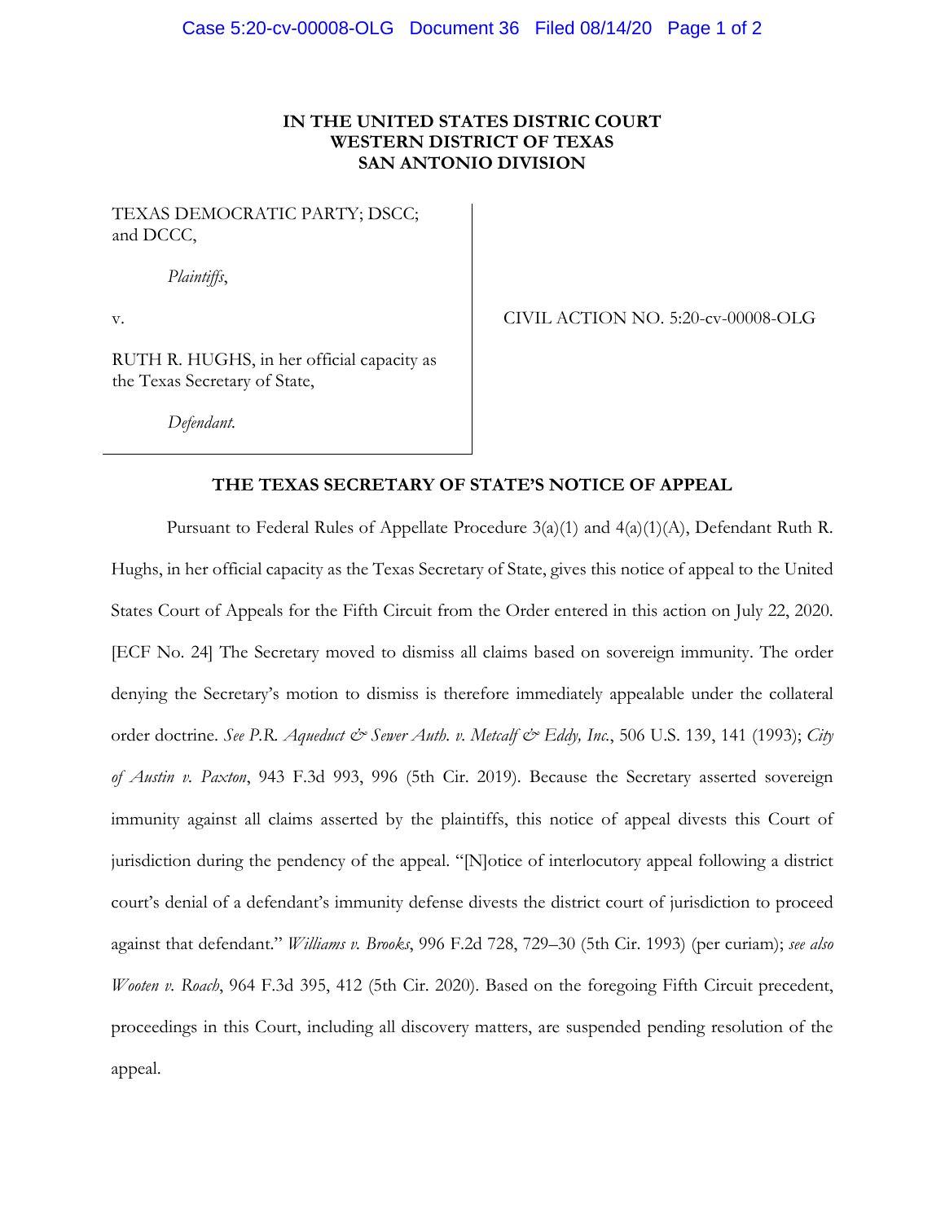**IN THE UNITED STATES DISTRIC COURT**
**WESTERN DISTRICT OF TEXAS**
**SAN ANTONIO DIVISION**

TEXAS DEMOCRATIC PARTY; DSCC; and DCCC,

*Plaintiffs*,

v.

RUTH R. HUGHS, in her official capacity as the Texas Secretary of State,

*Defendant.*

CIVIL ACTION NO. 5:20-cv-00008-OLG

**THE TEXAS SECRETARY OF STATE'S NOTICE OF APPEAL**

Pursuant to Federal Rules of Appellate Procedure 3(a)(1) and 4(a)(1)(A), Defendant Ruth R. Hughs, in her official capacity as the Texas Secretary of State, gives this notice of appeal to the United States Court of Appeals for the Fifth Circuit from the Order entered in this action on July 22, 2020. [ECF No. 24] The Secretary moved to dismiss all claims based on sovereign immunity. The order denying the Secretary's motion to dismiss is therefore immediately appealable under the collateral order doctrine. *See P.R. Aqueduct & Sewer Auth. v. Metcalf & Eddy, Inc.*, 506 U.S. 139, 141 (1993); *City of Austin v. Paxton*, 943 F.3d 993, 996 (5th Cir. 2019). Because the Secretary asserted sovereign immunity against all claims asserted by the plaintiffs, this notice of appeal divests this Court of jurisdiction during the pendency of the appeal. "[N]otice of interlocutory appeal following a district court's denial of a defendant's immunity defense divests the district court of jurisdiction to proceed against that defendant." *Williams v. Brooks*, 996 F.2d 728, 729–30 (5th Cir. 1993) (per curiam); *see also Wooten v. Roach*, 964 F.3d 395, 412 (5th Cir. 2020). Based on the foregoing Fifth Circuit precedent, proceedings in this Court, including all discovery matters, are suspended pending resolution of the appeal.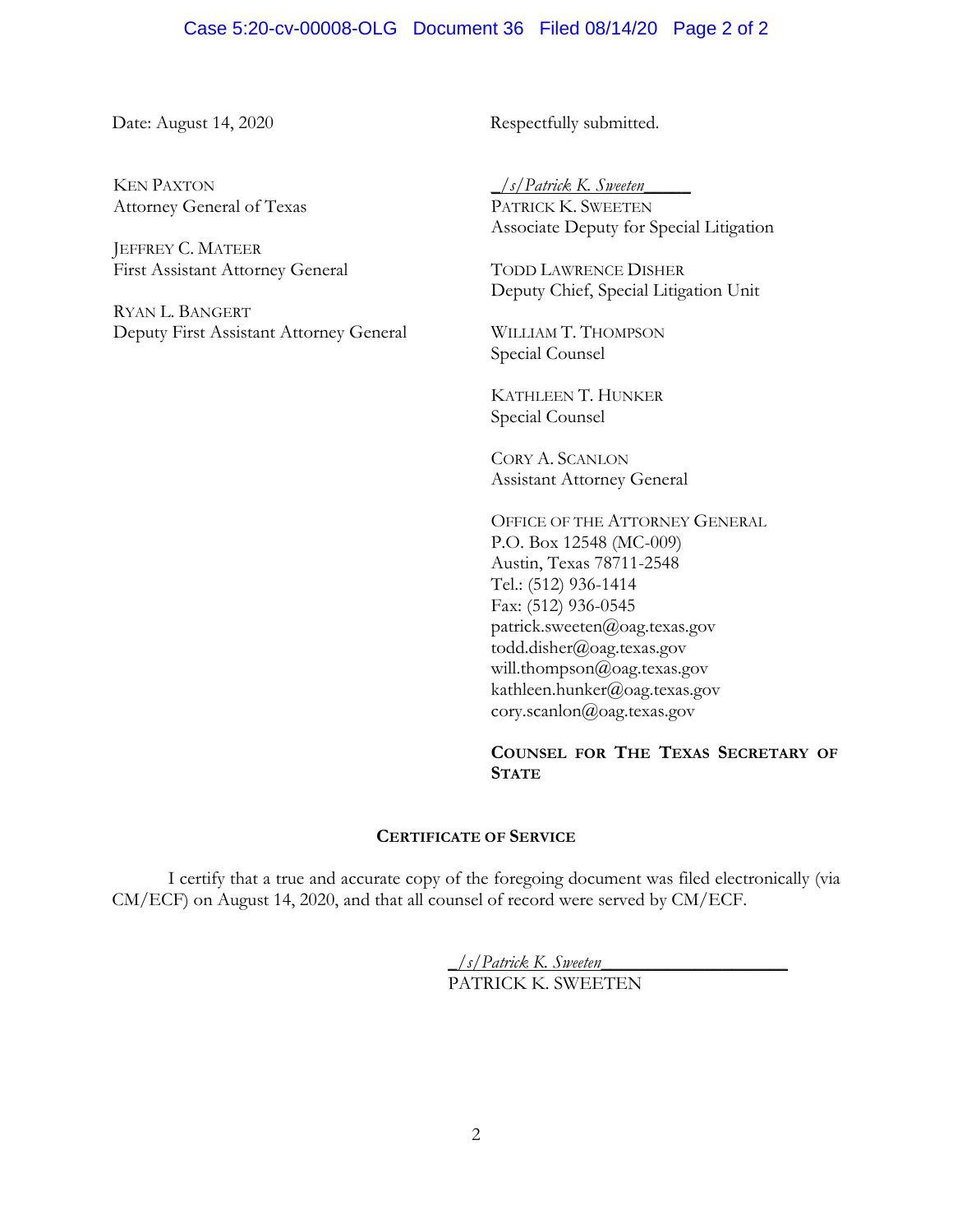Date: August 14, 2020

KEN PAXTON
Attorney General of Texas

JEFFREY C. MATEER
First Assistant Attorney General

RYAN L. BANGERT
Deputy First Assistant Attorney General

Respectfully submitted.

*/s/Patrick K. Sweeten*
PATRICK K. SWEETEN
Associate Deputy for Special Litigation

TODD LAWRENCE DISHER
Deputy Chief, Special Litigation Unit

WILLIAM T. THOMPSON
Special Counsel

KATHLEEN T. HUNKER
Special Counsel

CORY A. SCANLON
Assistant Attorney General

OFFICE OF THE ATTORNEY GENERAL
P.O. Box 12548 (MC-009)
Austin, Texas 78711-2548
Tel.: (512) 936-1414
Fax: (512) 936-0545
patrick.sweeten@oag.texas.gov
todd.disher@oag.texas.gov
will.thompson@oag.texas.gov
kathleen.hunker@oag.texas.gov
cory.scanlon@oag.texas.gov

**COUNSEL FOR THE TEXAS SECRETARY OF STATE**

**CERTIFICATE OF SERVICE**

I certify that a true and accurate copy of the foregoing document was filed electronically (via CM/ECF) on August 14, 2020, and that all counsel of record were served by CM/ECF.

*/s/Patrick K. Sweeten*
PATRICK K. SWEETEN